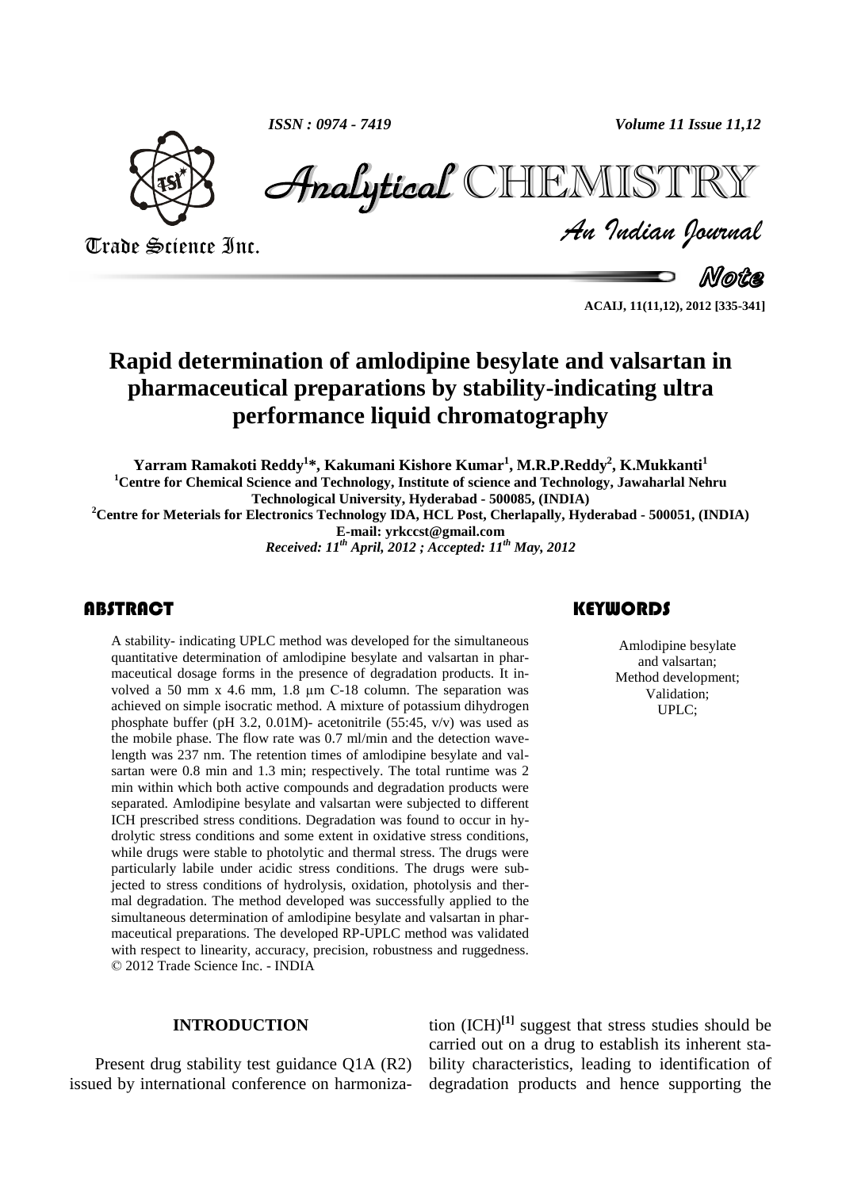# Rapid determination of amlodipine besylate and valsartan in pharmaceutical preparations by stability-indicating ultra performance liquid chromatography

**Yarram Ramakoti Reddy[1]*, Kakumani Kishore Kumar[1], M.R.P.Reddy[2], K.Mukkanti[1]**

[1]Centre for Chemical Science and Technology, Institute of science and Technology, Jawaharlal Nehru Technological University, Hyderabad - 500085, (INDIA)

[2]Centre for Meterials for Electronics Technology IDA, HCL Post, Cherlapally, Hyderabad - 500051, (INDIA)

E-mail: yrkccst@gmail.com

*Received: 11th April, 2012 ; Accepted: 11th May, 2012*

## ABSTRACT

A stability- indicating UPLC method was developed for the simultaneous quantitative determination of amlodipine besylate and valsartan in pharmaceutical dosage forms in the presence of degradation products. It involved a 50 mm x 4.6 mm, 1.8 µm C-18 column. The separation was achieved on simple isocratic method. A mixture of potassium dihydrogen phosphate buffer (pH 3.2, 0.01M)- acetonitrile (55:45, v/v) was used as the mobile phase. The flow rate was 0.7 ml/min and the detection wavelength was 237 nm. The retention times of amlodipine besylate and valsartan were 0.8 min and 1.3 min; respectively. The total runtime was 2 min within which both active compounds and degradation products were separated. Amlodipine besylate and valsartan were subjected to different ICH prescribed stress conditions. Degradation was found to occur in hydrolytic stress conditions and some extent in oxidative stress conditions, while drugs were stable to photolytic and thermal stress. The drugs were particularly labile under acidic stress conditions. The drugs were subjected to stress conditions of hydrolysis, oxidation, photolysis and thermal degradation. The method developed was successfully applied to the simultaneous determination of amlodipine besylate and valsartan in pharmaceutical preparations. The developed RP-UPLC method was validated with respect to linearity, accuracy, precision, robustness and ruggedness.

© 2012 Trade Science Inc. - INDIA

## KEYWORDS

Amlodipine besylate and valsartan;
Method development;
Validation;
UPLC;

## INTRODUCTION

Present drug stability test guidance Q1A (R2) issued by international conference on harmonization (ICH)[1] suggest that stress studies should be carried out on a drug to establish its inherent stability characteristics, leading to identification of degradation products and hence supporting the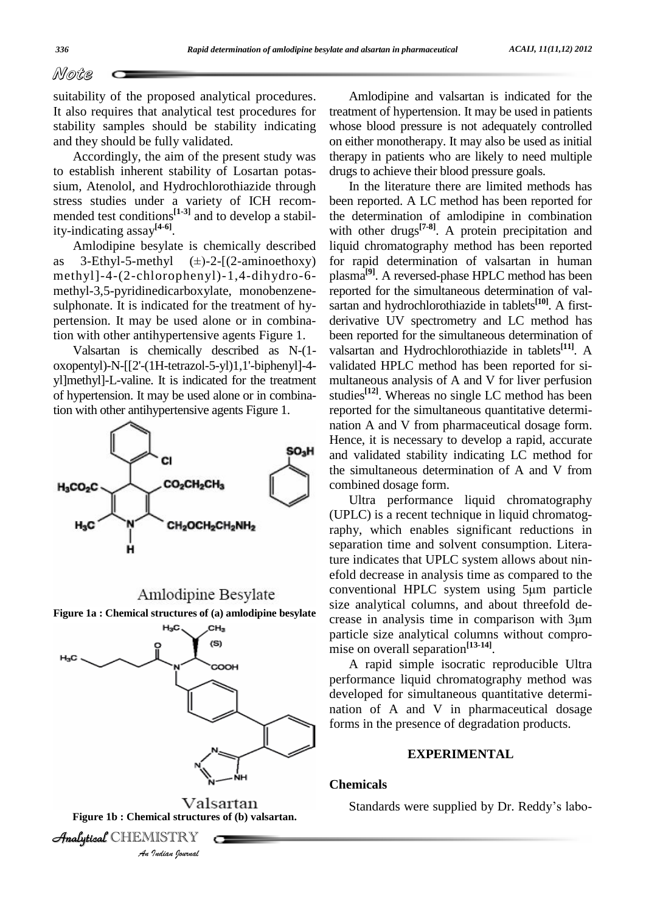suitability of the proposed analytical procedures. It also requires that analytical test procedures for stability samples should be stability indicating and they should be fully validated.

Accordingly, the aim of the present study was to establish inherent stability of Losartan potassium, Atenolol, and Hydrochlorothiazide through stress studies under a variety of ICH recommended test conditions[1-3] and to develop a stability-indicating assay[4-6].

Amlodipine besylate is chemically described as 3-Ethyl-5-methyl (±)-2-[(2-aminoethoxy) methyl]-4-(2-chlorophenyl)-1,4-dihydro-6-methyl-3,5-pyridinedicarboxylate, monobenzenesulphonate. It is indicated for the treatment of hypertension. It may be used alone or in combination with other antihypertensive agents Figure 1.

Valsartan is chemically described as N-(1-oxopentyl)-N-[[2'-(1H-tetrazol-5-yl)1,1'-biphenyl]-4-yl]methyl]-L-valine. It is indicated for the treatment of hypertension. It may be used alone or in combination with other antihypertensive agents Figure 1.

Amlodipine Besylate

**Figure 1a : Chemical structures of (a) amlodipine besylate**

Valsartan

**Figure 1b : Chemical structures of (b) valsartan.**

Amlodipine and valsartan is indicated for the treatment of hypertension. It may be used in patients whose blood pressure is not adequately controlled on either monotherapy. It may also be used as initial therapy in patients who are likely to need multiple drugs to achieve their blood pressure goals.

In the literature there are limited methods has been reported. A LC method has been reported for the determination of amlodipine in combination with other drugs[7-8]. A protein precipitation and liquid chromatography method has been reported for rapid determination of valsartan in human plasma[9]. A reversed-phase HPLC method has been reported for the simultaneous determination of valsartan and hydrochlorothiazide in tablets[10]. A first-derivative UV spectrometry and LC method has been reported for the simultaneous determination of valsartan and Hydrochlorothiazide in tablets[11]. A validated HPLC method has been reported for simultaneous analysis of A and V for liver perfusion studies[12]. Whereas no single LC method has been reported for the simultaneous quantitative determination A and V from pharmaceutical dosage form. Hence, it is necessary to develop a rapid, accurate and validated stability indicating LC method for the simultaneous determination of A and V from combined dosage form.

Ultra performance liquid chromatography (UPLC) is a recent technique in liquid chromatography, which enables significant reductions in separation time and solvent consumption. Literature indicates that UPLC system allows about ninefold decrease in analysis time as compared to the conventional HPLC system using 5μm particle size analytical columns, and about threefold decrease in analysis time in comparison with 3μm particle size analytical columns without compromise on overall separation[13-14].

A rapid simple isocratic reproducible Ultra performance liquid chromatography method was developed for simultaneous quantitative determination of A and V in pharmaceutical dosage forms in the presence of degradation products.

## EXPERIMENTAL

### Chemicals

Standards were supplied by Dr. Reddy's labo-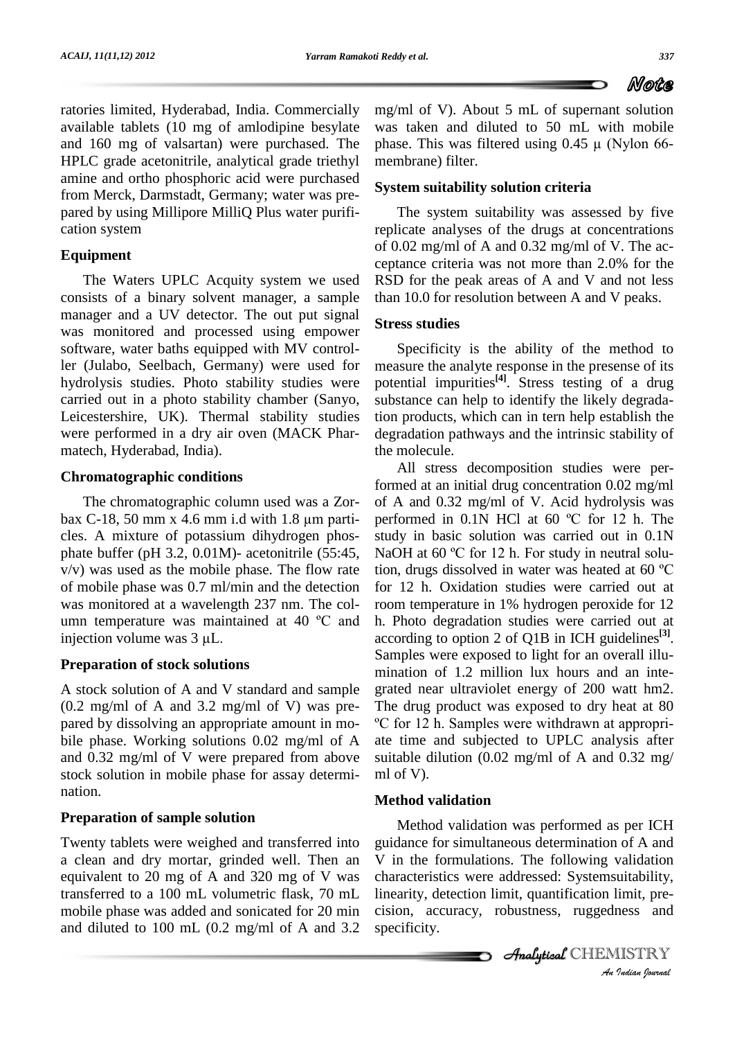ratories limited, Hyderabad, India. Commercially available tablets (10 mg of amlodipine besylate and 160 mg of valsartan) were purchased. The HPLC grade acetonitrile, analytical grade triethyl amine and ortho phosphoric acid were purchased from Merck, Darmstadt, Germany; water was prepared by using Millipore MilliQ Plus water purification system

## Equipment

The Waters UPLC Acquity system we used consists of a binary solvent manager, a sample manager and a UV detector. The out put signal was monitored and processed using empower software, water baths equipped with MV controller (Julabo, Seelbach, Germany) were used for hydrolysis studies. Photo stability studies were carried out in a photo stability chamber (Sanyo, Leicestershire, UK). Thermal stability studies were performed in a dry air oven (MACK Pharmatech, Hyderabad, India).

## Chromatographic conditions

The chromatographic column used was a Zorbax C-18, 50 mm x 4.6 mm i.d with 1.8 μm particles. A mixture of potassium dihydrogen phosphate buffer (pH 3.2, 0.01M)- acetonitrile (55:45, v/v) was used as the mobile phase. The flow rate of mobile phase was 0.7 ml/min and the detection was monitored at a wavelength 237 nm. The column temperature was maintained at 40 ºC and injection volume was 3 μL.

## Preparation of stock solutions

A stock solution of A and V standard and sample (0.2 mg/ml of A and 3.2 mg/ml of V) was prepared by dissolving an appropriate amount in mobile phase. Working solutions 0.02 mg/ml of A and 0.32 mg/ml of V were prepared from above stock solution in mobile phase for assay determination.

## Preparation of sample solution

Twenty tablets were weighed and transferred into a clean and dry mortar, grinded well. Then an equivalent to 20 mg of A and 320 mg of V was transferred to a 100 mL volumetric flask, 70 mL mobile phase was added and sonicated for 20 min and diluted to 100 mL (0.2 mg/ml of A and 3.2 mg/ml of V). About 5 mL of supernant solution was taken and diluted to 50 mL with mobile phase. This was filtered using 0.45 μ (Nylon 66-membrane) filter.

## System suitability solution criteria

The system suitability was assessed by five replicate analyses of the drugs at concentrations of 0.02 mg/ml of A and 0.32 mg/ml of V. The acceptance criteria was not more than 2.0% for the RSD for the peak areas of A and V and not less than 10.0 for resolution between A and V peaks.

## Stress studies

Specificity is the ability of the method to measure the analyte response in the presense of its potential impurities[4]. Stress testing of a drug substance can help to identify the likely degradation products, which can in tern help establish the degradation pathways and the intrinsic stability of the molecule.

All stress decomposition studies were performed at an initial drug concentration 0.02 mg/ml of A and 0.32 mg/ml of V. Acid hydrolysis was performed in 0.1N HCl at 60 ºC for 12 h. The study in basic solution was carried out in 0.1N NaOH at 60 ºC for 12 h. For study in neutral solution, drugs dissolved in water was heated at 60 ºC for 12 h. Oxidation studies were carried out at room temperature in 1% hydrogen peroxide for 12 h. Photo degradation studies were carried out at according to option 2 of Q1B in ICH guidelines[3]. Samples were exposed to light for an overall illumination of 1.2 million lux hours and an integrated near ultraviolet energy of 200 watt hm2. The drug product was exposed to dry heat at 80 ºC for 12 h. Samples were withdrawn at appropriate time and subjected to UPLC analysis after suitable dilution (0.02 mg/ml of A and 0.32 mg/ml of V).

## Method validation

Method validation was performed as per ICH guidance for simultaneous determination of A and V in the formulations. The following validation characteristics were addressed: Systemsuitability, linearity, detection limit, quantification limit, precision, accuracy, robustness, ruggedness and specificity.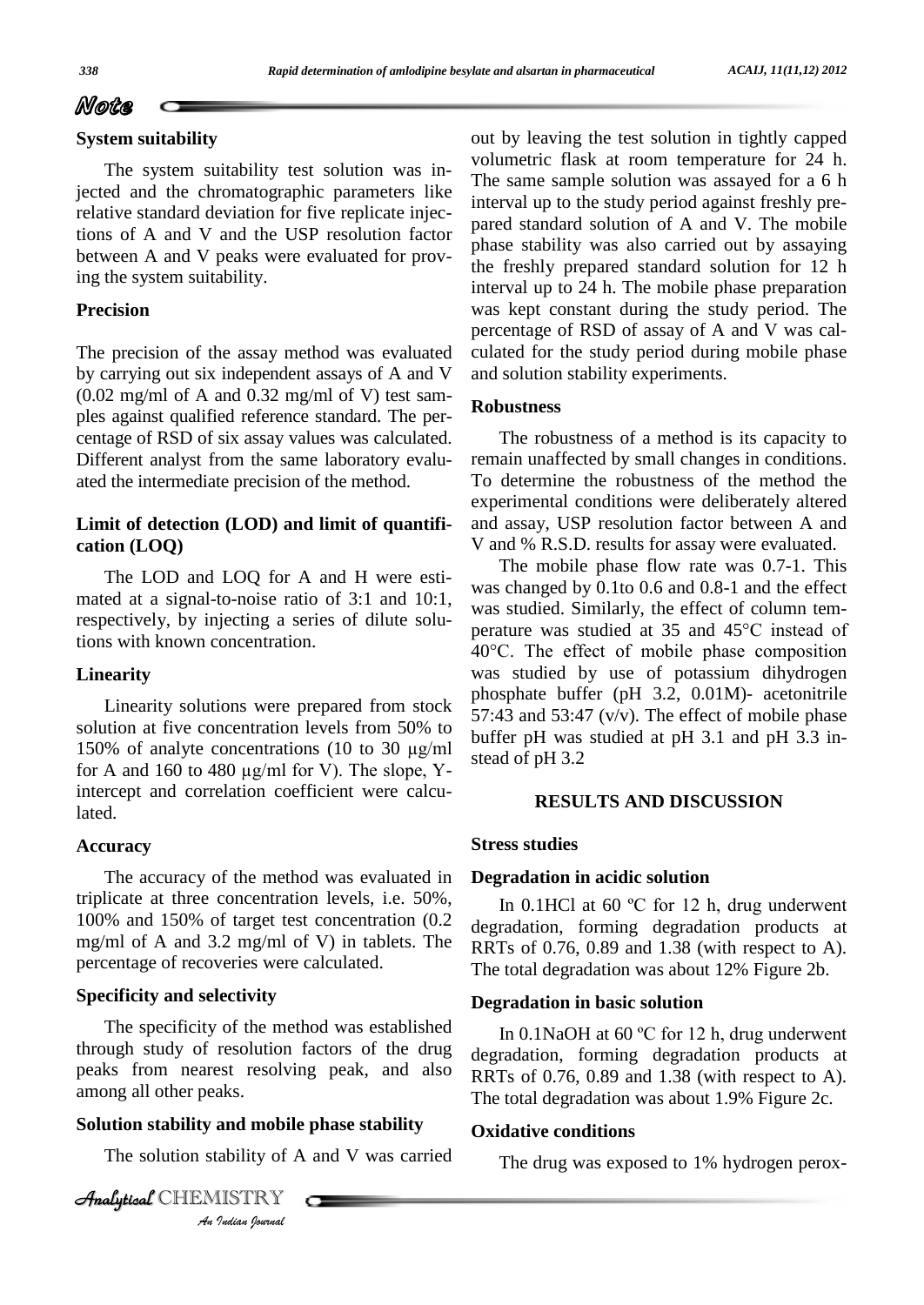**Note**

### System suitability

The system suitability test solution was injected and the chromatographic parameters like relative standard deviation for five replicate injections of A and V and the USP resolution factor between A and V peaks were evaluated for proving the system suitability.

### Precision

The precision of the assay method was evaluated by carrying out six independent assays of A and V (0.02 mg/ml of A and 0.32 mg/ml of V) test samples against qualified reference standard. The percentage of RSD of six assay values was calculated. Different analyst from the same laboratory evaluated the intermediate precision of the method.

### Limit of detection (LOD) and limit of quantification (LOQ)

The LOD and LOQ for A and H were estimated at a signal-to-noise ratio of 3:1 and 10:1, respectively, by injecting a series of dilute solutions with known concentration.

### Linearity

Linearity solutions were prepared from stock solution at five concentration levels from 50% to 150% of analyte concentrations (10 to 30 μg/ml for A and 160 to 480 μg/ml for V). The slope, Y-intercept and correlation coefficient were calculated.

### Accuracy

The accuracy of the method was evaluated in triplicate at three concentration levels, i.e. 50%, 100% and 150% of target test concentration (0.2 mg/ml of A and 3.2 mg/ml of V) in tablets. The percentage of recoveries were calculated.

### Specificity and selectivity

The specificity of the method was established through study of resolution factors of the drug peaks from nearest resolving peak, and also among all other peaks.

### Solution stability and mobile phase stability

The solution stability of A and V was carried out by leaving the test solution in tightly capped volumetric flask at room temperature for 24 h. The same sample solution was assayed for a 6 h interval up to the study period against freshly prepared standard solution of A and V. The mobile phase stability was also carried out by assaying the freshly prepared standard solution for 12 h interval up to 24 h. The mobile phase preparation was kept constant during the study period. The percentage of RSD of assay of A and V was calculated for the study period during mobile phase and solution stability experiments.

### Robustness

The robustness of a method is its capacity to remain unaffected by small changes in conditions. To determine the robustness of the method the experimental conditions were deliberately altered and assay, USP resolution factor between A and V and % R.S.D. results for assay were evaluated.

The mobile phase flow rate was 0.7-1. This was changed by 0.1to 0.6 and 0.8-1 and the effect was studied. Similarly, the effect of column temperature was studied at 35 and 45°C instead of 40°C. The effect of mobile phase composition was studied by use of potassium dihydrogen phosphate buffer (pH 3.2, 0.01M)- acetonitrile 57:43 and 53:47 (v/v). The effect of mobile phase buffer pH was studied at pH 3.1 and pH 3.3 instead of pH 3.2

## RESULTS AND DISCUSSION

### Stress studies

### Degradation in acidic solution

In 0.1HCl at 60 ºC for 12 h, drug underwent degradation, forming degradation products at RRTs of 0.76, 0.89 and 1.38 (with respect to A). The total degradation was about 12% Figure 2b.

### Degradation in basic solution

In 0.1NaOH at 60 ºC for 12 h, drug underwent degradation, forming degradation products at RRTs of 0.76, 0.89 and 1.38 (with respect to A). The total degradation was about 1.9% Figure 2c.

### Oxidative conditions

The drug was exposed to 1% hydrogen perox-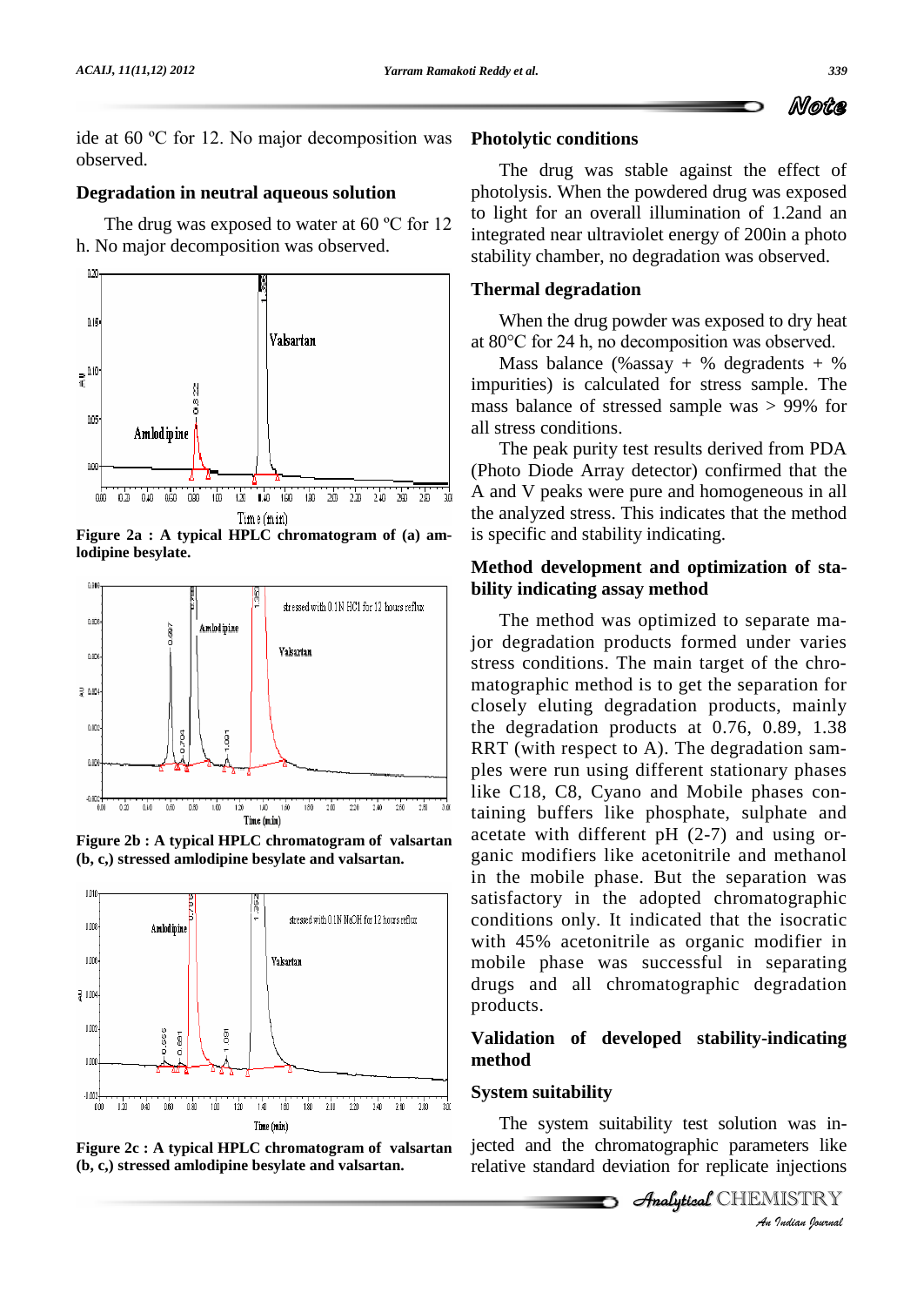ide at 60 ºC for 12. No major decomposition was observed.

### Degradation in neutral aqueous solution

The drug was exposed to water at 60 ºC for 12 h. No major decomposition was observed.

**Figure 2a : A typical HPLC chromatogram of (a) amlodipine besylate.**

**Figure 2b : A typical HPLC chromatogram of valsartan (b, c,) stressed amlodipine besylate and valsartan.**

**Figure 2c : A typical HPLC chromatogram of valsartan (b, c,) stressed amlodipine besylate and valsartan.**

### Photolytic conditions

The drug was stable against the effect of photolysis. When the powdered drug was exposed to light for an overall illumination of 1.2and an integrated near ultraviolet energy of 200in a photo stability chamber, no degradation was observed.

### Thermal degradation

When the drug powder was exposed to dry heat at 80°C for 24 h, no decomposition was observed.

Mass balance (%assay + % degradents + % impurities) is calculated for stress sample. The mass balance of stressed sample was > 99% for all stress conditions.

The peak purity test results derived from PDA (Photo Diode Array detector) confirmed that the A and V peaks were pure and homogeneous in all the analyzed stress. This indicates that the method is specific and stability indicating.

### Method development and optimization of stability indicating assay method

The method was optimized to separate major degradation products formed under varies stress conditions. The main target of the chromatographic method is to get the separation for closely eluting degradation products, mainly the degradation products at 0.76, 0.89, 1.38 RRT (with respect to A). The degradation samples were run using different stationary phases like C18, C8, Cyano and Mobile phases containing buffers like phosphate, sulphate and acetate with different pH (2-7) and using organic modifiers like acetonitrile and methanol in the mobile phase. But the separation was satisfactory in the adopted chromatographic conditions only. It indicated that the isocratic with 45% acetonitrile as organic modifier in mobile phase was successful in separating drugs and all chromatographic degradation products.

### Validation of developed stability-indicating method

### System suitability

The system suitability test solution was injected and the chromatographic parameters like relative standard deviation for replicate injections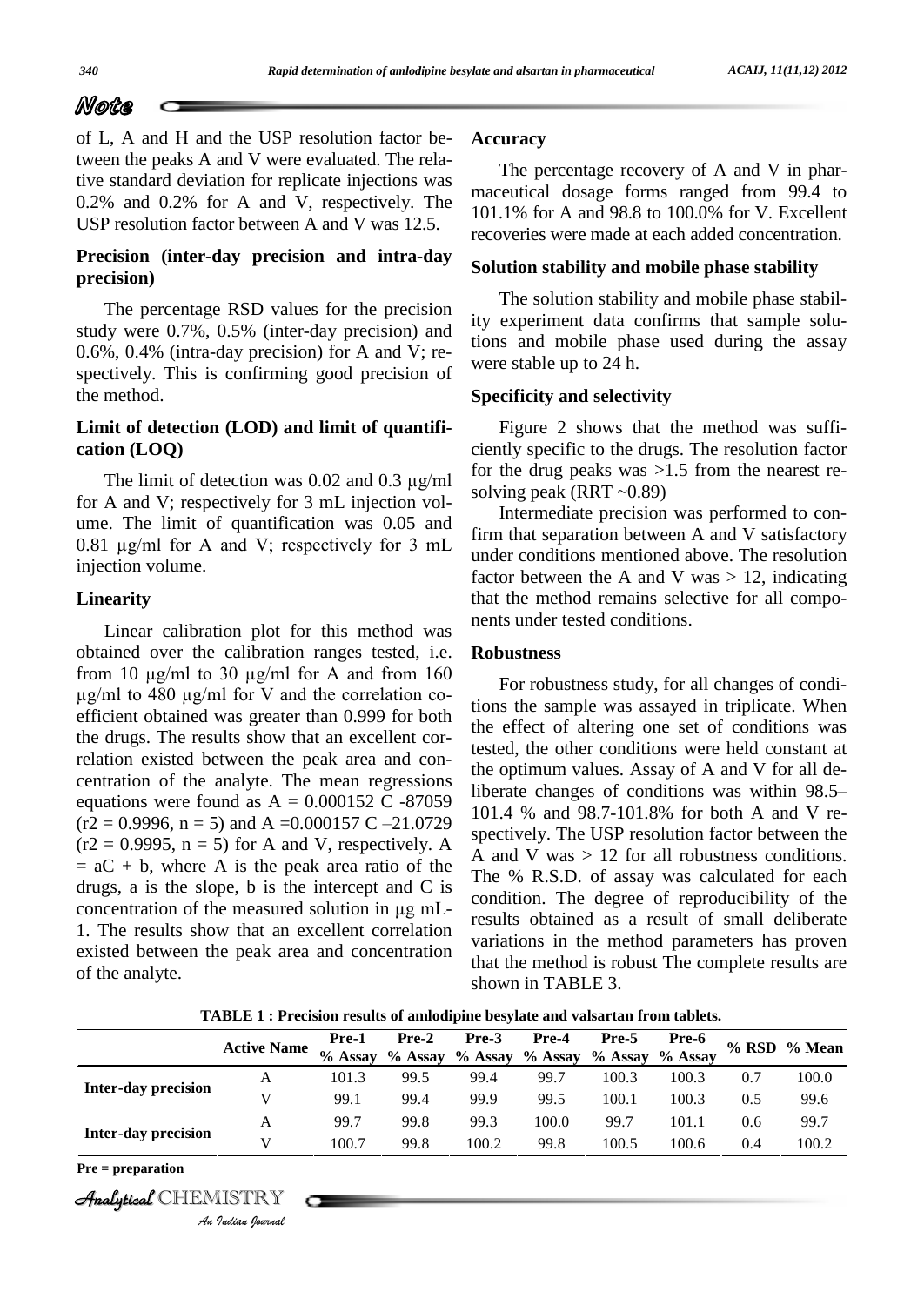of L, A and H and the USP resolution factor between the peaks A and V were evaluated. The relative standard deviation for replicate injections was 0.2% and 0.2% for A and V, respectively. The USP resolution factor between A and V was 12.5.

## Precision (inter-day precision and intra-day precision)

The percentage RSD values for the precision study were 0.7%, 0.5% (inter-day precision) and 0.6%, 0.4% (intra-day precision) for A and V; respectively. This is confirming good precision of the method.

## Limit of detection (LOD) and limit of quantification (LOQ)

The limit of detection was 0.02 and 0.3 μg/ml for A and V; respectively for 3 mL injection volume. The limit of quantification was 0.05 and 0.81 μg/ml for A and V; respectively for 3 mL injection volume.

## Linearity

Linear calibration plot for this method was obtained over the calibration ranges tested, i.e. from 10 μg/ml to 30 μg/ml for A and from 160 μg/ml to 480 μg/ml for V and the correlation coefficient obtained was greater than 0.999 for both the drugs. The results show that an excellent correlation existed between the peak area and concentration of the analyte. The mean regressions equations were found as A = 0.000152 C -87059 ($r^2$ = 0.9996, n = 5) and A =0.000157 C –21.0729 ($r^2$ = 0.9995, n = 5) for A and V, respectively. A = aC + b, where A is the peak area ratio of the drugs, a is the slope, b is the intercept and C is concentration of the measured solution in μg mL-1. The results show that an excellent correlation existed between the peak area and concentration of the analyte.

## Accuracy

The percentage recovery of A and V in pharmaceutical dosage forms ranged from 99.4 to 101.1% for A and 98.8 to 100.0% for V. Excellent recoveries were made at each added concentration.

## Solution stability and mobile phase stability

The solution stability and mobile phase stability experiment data confirms that sample solutions and mobile phase used during the assay were stable up to 24 h.

## Specificity and selectivity

Figure 2 shows that the method was sufficiently specific to the drugs. The resolution factor for the drug peaks was >1.5 from the nearest resolving peak (RRT ~0.89)

Intermediate precision was performed to confirm that separation between A and V satisfactory under conditions mentioned above. The resolution factor between the A and V was > 12, indicating that the method remains selective for all components under tested conditions.

## Robustness

For robustness study, for all changes of conditions the sample was assayed in triplicate. When the effect of altering one set of conditions was tested, the other conditions were held constant at the optimum values. Assay of A and V for all deliberate changes of conditions was within 98.5–101.4 % and 98.7-101.8% for both A and V respectively. The USP resolution factor between the A and V was > 12 for all robustness conditions. The % R.S.D. of assay was calculated for each condition. The degree of reproducibility of the results obtained as a result of small deliberate variations in the method parameters has proven that the method is robust The complete results are shown in TABLE 3.

**TABLE 1 : Precision results of amlodipine besylate and valsartan from tablets.**

| | Active Name | Pre-1 % Assay | Pre-2 % Assay | Pre-3 % Assay | Pre-4 % Assay | Pre-5 % Assay | Pre-6 % Assay | % RSD | % Mean |
|---|---|---|---|---|---|---|---|---|---|
| Inter-day precision | A | 101.3 | 99.5 | 99.4 | 99.7 | 100.3 | 100.3 | 0.7 | 100.0 |
| | V | 99.1 | 99.4 | 99.9 | 99.5 | 100.1 | 100.3 | 0.5 | 99.6 |
| Inter-day precision | A | 99.7 | 99.8 | 99.3 | 100.0 | 99.7 | 101.1 | 0.6 | 99.7 |
| | V | 100.7 | 99.8 | 100.2 | 99.8 | 100.5 | 100.6 | 0.4 | 100.2 |

Pre = preparation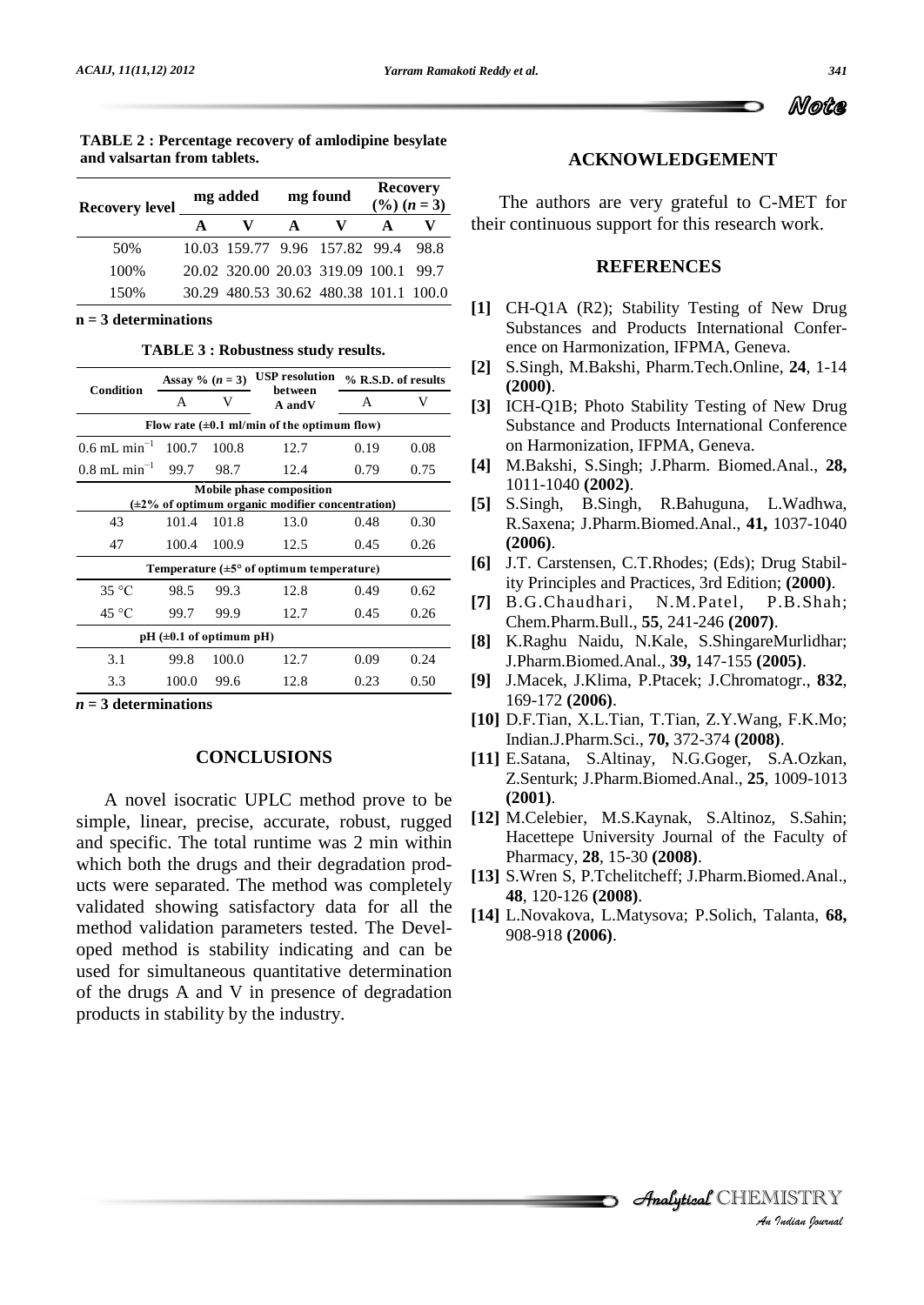**TABLE 2 : Percentage recovery of amlodipine besylate and valsartan from tablets.**

| Recovery level | mg added | | mg found | | Recovery (%) ($n = 3$) | |
|---|---|---|---|---|---|---|
| | A | V | A | V | A | V |
| 50% | 10.03 | 159.77 | 9.96 | 157.82 | 99.4 | 98.8 |
| 100% | 20.02 | 320.00 | 20.03 | 319.09 | 100.1 | 99.7 |
| 150% | 30.29 | 480.53 | 30.62 | 480.38 | 101.1 | 100.0 |

**n = 3 determinations**

**TABLE 3 : Robustness study results.**

| Condition | Assay % ($n = 3$) | | USP resolution between A andV | % R.S.D. of results | |
|---|---|---|---|---|---|
| | A | V | | A | V |
| **Flow rate (±0.1 ml/min of the optimum flow)** | | | | | |
| 0.6 mL $\min^{-1}$ | 100.7 | 100.8 | 12.7 | 0.19 | 0.08 |
| 0.8 mL $\min^{-1}$ | 99.7 | 98.7 | 12.4 | 0.79 | 0.75 |
| **Mobile phase composition (±2% of optimum organic modifier concentration)** | | | | | |
| 43 | 101.4 | 101.8 | 13.0 | 0.48 | 0.30 |
| 47 | 100.4 | 100.9 | 12.5 | 0.45 | 0.26 |
| **Temperature (±5° of optimum temperature)** | | | | | |
| 35 °C | 98.5 | 99.3 | 12.8 | 0.49 | 0.62 |
| 45 °C | 99.7 | 99.9 | 12.7 | 0.45 | 0.26 |
| **pH (±0.1 of optimum pH)** | | | | | |
| 3.1 | 99.8 | 100.0 | 12.7 | 0.09 | 0.24 |
| 3.3 | 100.0 | 99.6 | 12.8 | 0.23 | 0.50 |

***n* = 3 determinations**

## CONCLUSIONS

A novel isocratic UPLC method prove to be simple, linear, precise, accurate, robust, rugged and specific. The total runtime was 2 min within which both the drugs and their degradation products were separated. The method was completely validated showing satisfactory data for all the method validation parameters tested. The Developed method is stability indicating and can be used for simultaneous quantitative determination of the drugs A and V in presence of degradation products in stability by the industry.

## ACKNOWLEDGEMENT

The authors are very grateful to C-MET for their continuous support for this research work.

## REFERENCES

**[1]** CH-Q1A (R2); Stability Testing of New Drug Substances and Products International Conference on Harmonization, IFPMA, Geneva.

**[2]** S.Singh, M.Bakshi, Pharm.Tech.Online, **24**, 1-14 **(2000)**.

**[3]** ICH-Q1B; Photo Stability Testing of New Drug Substance and Products International Conference on Harmonization, IFPMA, Geneva.

**[4]** M.Bakshi, S.Singh; J.Pharm. Biomed.Anal., **28,** 1011-1040 **(2002)**.

**[5]** S.Singh, B.Singh, R.Bahuguna, L.Wadhwa, R.Saxena; J.Pharm.Biomed.Anal., **41,** 1037-1040 **(2006)**.

**[6]** J.T. Carstensen, C.T.Rhodes; (Eds); Drug Stability Principles and Practices, 3rd Edition; **(2000)**.

**[7]** B.G.Chaudhari, N.M.Patel, P.B.Shah; Chem.Pharm.Bull., **55**, 241-246 **(2007)**.

**[8]** K.Raghu Naidu, N.Kale, S.ShingareMurlidhar; J.Pharm.Biomed.Anal., **39,** 147-155 **(2005)**.

**[9]** J.Macek, J.Klima, P.Ptacek; J.Chromatogr., **832**, 169-172 **(2006)**.

**[10]** D.F.Tian, X.L.Tian, T.Tian, Z.Y.Wang, F.K.Mo; Indian.J.Pharm.Sci., **70,** 372-374 **(2008)**.

**[11]** E.Satana, S.Altinay, N.G.Goger, S.A.Ozkan, Z.Senturk; J.Pharm.Biomed.Anal., **25**, 1009-1013 **(2001)**.

**[12]** M.Celebier, M.S.Kaynak, S.Altinoz, S.Sahin; Hacettepe University Journal of the Faculty of Pharmacy, **28**, 15-30 **(2008)**.

**[13]** S.Wren S, P.Tchelitcheff; J.Pharm.Biomed.Anal., **48**, 120-126 **(2008)**.

**[14]** L.Novakova, L.Matysova; P.Solich, Talanta, **68,** 908-918 **(2006)**.